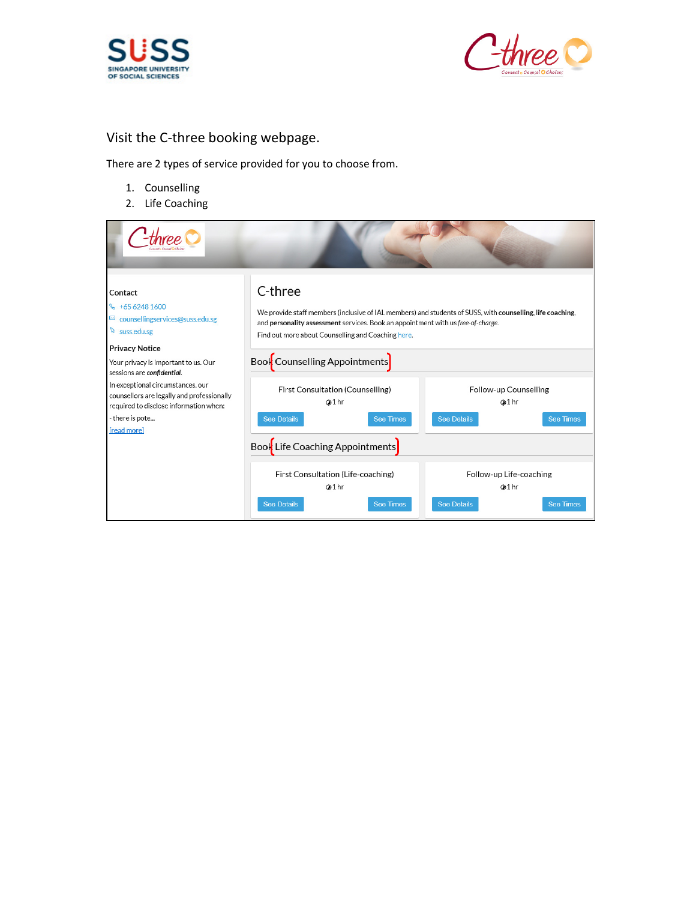Visit the C-three booking webpage.

There are 2 types of service provided for you to choose from.

1. Counselling
2. Life Coaching

**Contact**

+65 6248 1600

counsellingservices@suss.edu.sg

suss.edu.sg

**Privacy Notice**

Your privacy is important to us. Our sessions are ***confidential***.

In exceptional circumstances, our counsellors are legally and professionally required to disclose information when:

- there is pote...

[read more]

## C-three

We provide staff members (inclusive of IAL members) and students of SUSS, with **counselling**, **life coaching**, and **personality assessment** services. Book an appointment with us *free-of-charge*.

Find out more about Counselling and Coaching here.

### Book Counselling Appointments

First Consultation (Counselling)
1 hr
See Details | See Times

Follow-up Counselling
1 hr
See Details | See Times

### Book Life Coaching Appointments

First Consultation (Life-coaching)
1 hr
See Details | See Times

Follow-up Life-coaching
1 hr
See Details | See Times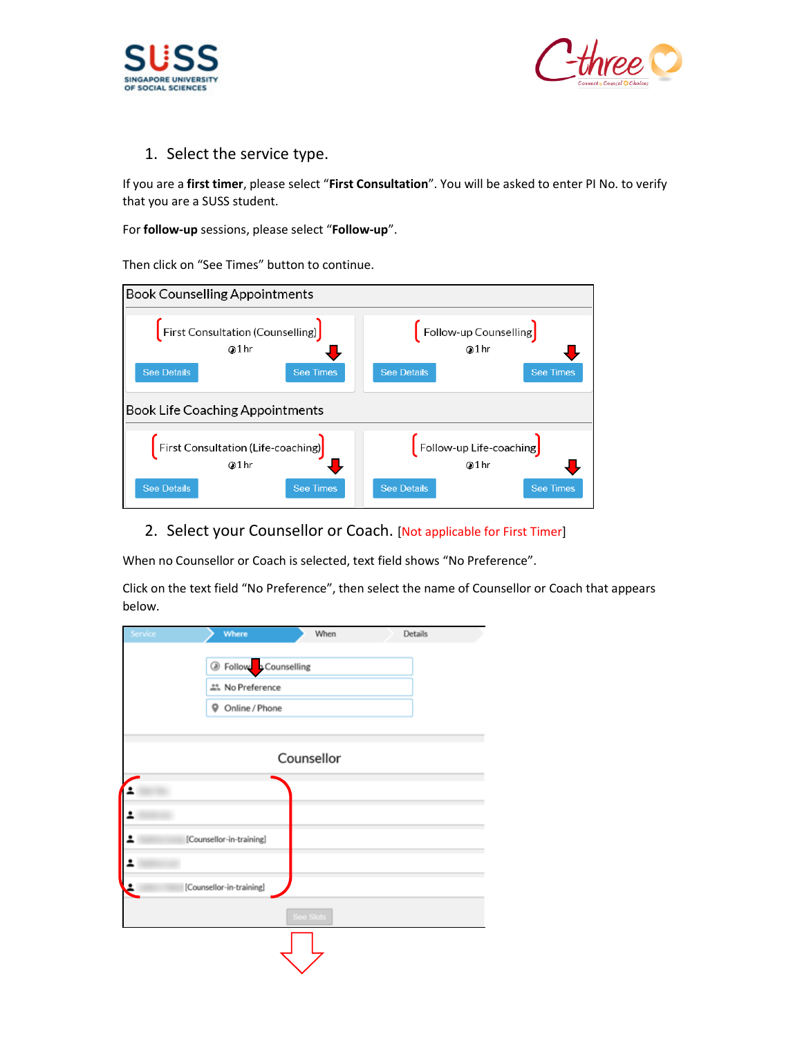1. Select the service type.

If you are a **first timer**, please select "**First Consultation**". You will be asked to enter PI No. to verify that you are a SUSS student.

For **follow-up** sessions, please select "**Follow-up**".

Then click on "See Times" button to continue.

Book Counselling Appointments

First Consultation (Counselling) 1 hr — See Details | See Times

Follow-up Counselling 1 hr — See Details | See Times

Book Life Coaching Appointments

First Consultation (Life-coaching) 1 hr — See Details | See Times

Follow-up Life-coaching 1 hr — See Details | See Times

2. Select your Counsellor or Coach. [Not applicable for First Timer]

When no Counsellor or Coach is selected, text field shows "No Preference".

Click on the text field "No Preference", then select the name of Counsellor or Coach that appears below.

Service | Where | When | Details

Follow-up Counselling

No Preference

Online / Phone

Counsellor

[Counsellor-in-training]

[Counsellor-in-training]

See Slots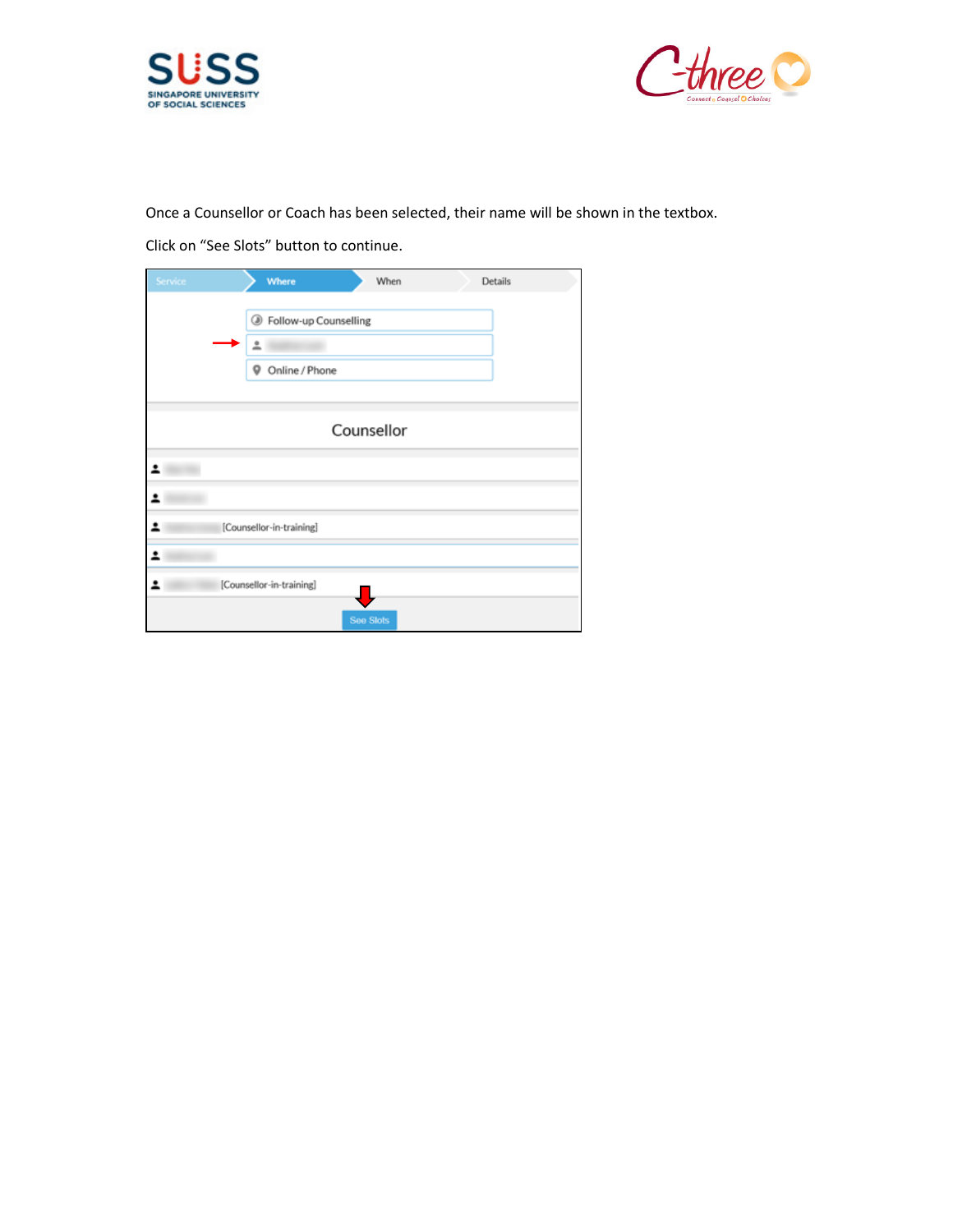Once a Counsellor or Coach has been selected, their name will be shown in the textbox.

Click on “See Slots” button to continue.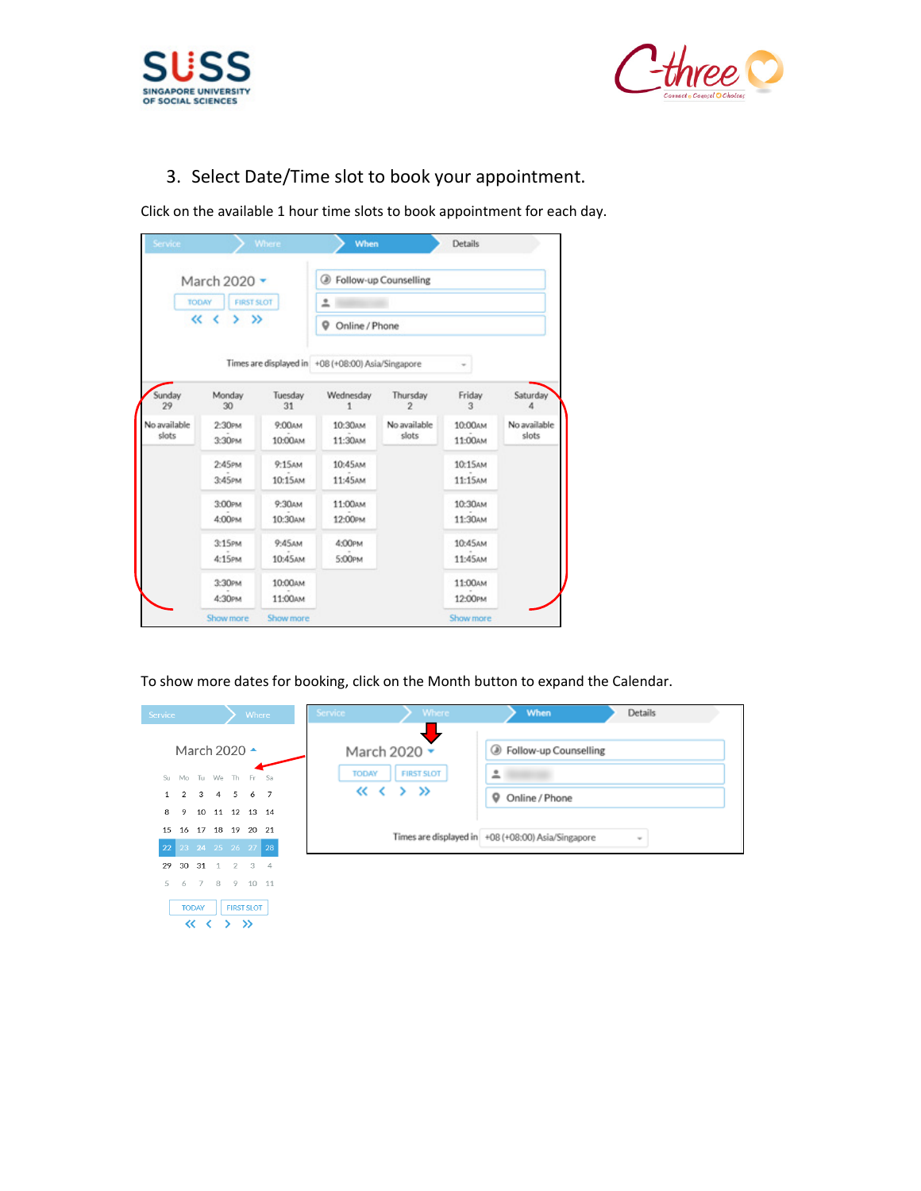3. Select Date/Time slot to book your appointment.

Click on the available 1 hour time slots to book appointment for each day.

To show more dates for booking, click on the Month button to expand the Calendar.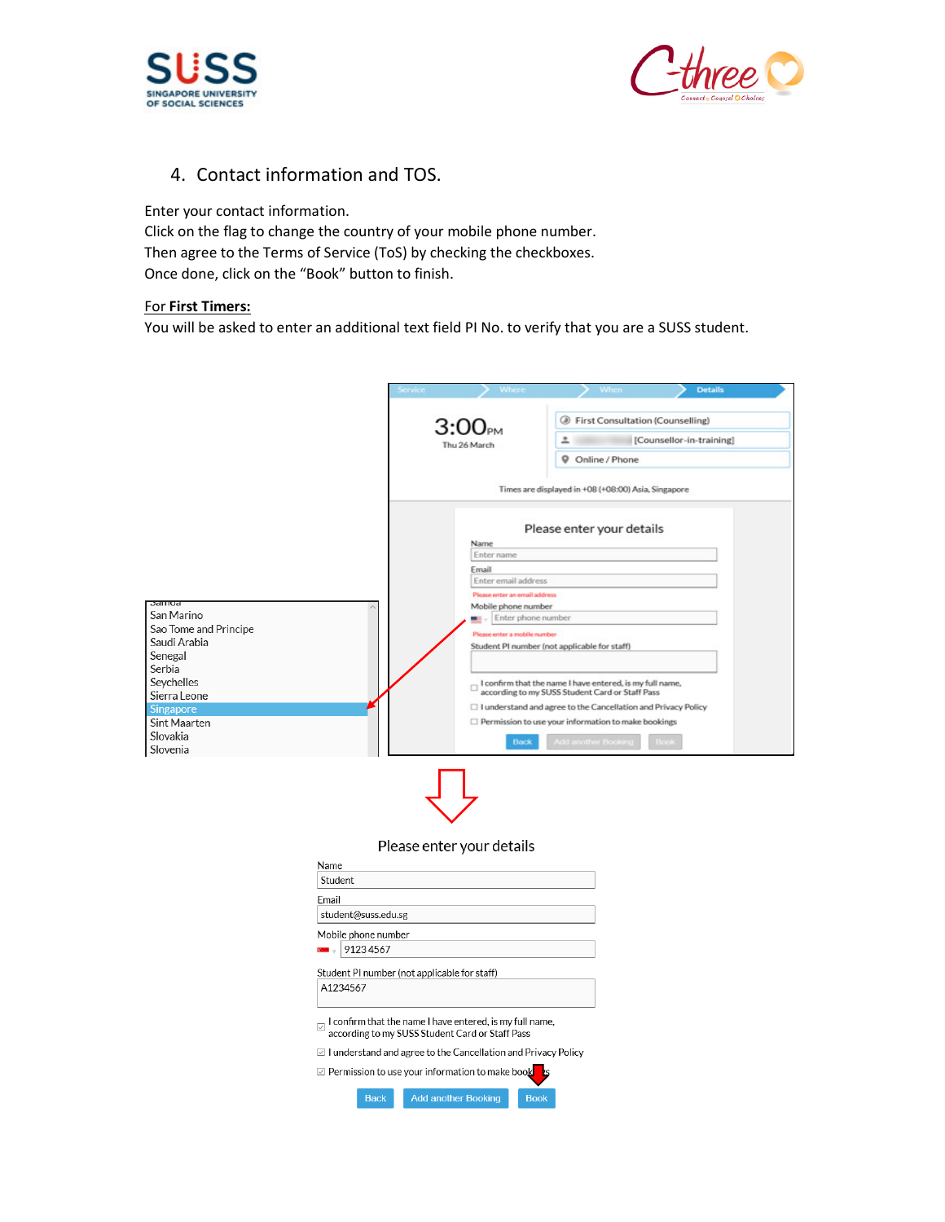4. Contact information and TOS.

Enter your contact information.
Click on the flag to change the country of your mobile phone number.
Then agree to the Terms of Service (ToS) by checking the checkboxes.
Once done, click on the "Book" button to finish.

For **First Timers:**
You will be asked to enter an additional text field PI No. to verify that you are a SUSS student.

Samoa
San Marino
Sao Tome and Principe
Saudi Arabia
Senegal
Serbia
Seychelles
Sierra Leone
Singapore
Sint Maarten
Slovakia
Slovenia

Service | Where | When | Details

3:00PM
Thu 26 March

First Consultation (Counselling)
[Counsellor-in-training]
Online / Phone

Times are displayed in +08 (+08:00) Asia, Singapore

Please enter your details

Name
Enter name

Email
Enter email address
Please enter an email address

Mobile phone number
Enter phone number
Please enter a mobile number

Student PI number (not applicable for staff)

- [ ] I confirm that the name I have entered, is my full name, according to my SUSS Student Card or Staff Pass
- [ ] I understand and agree to the Cancellation and Privacy Policy
- [ ] Permission to use your information to make bookings

Back | Add another Booking | Book

Please enter your details

Name
Student

Email
student@suss.edu.sg

Mobile phone number
9123 4567

Student PI number (not applicable for staff)
A1234567

- [x] I confirm that the name I have entered, is my full name, according to my SUSS Student Card or Staff Pass
- [x] I understand and agree to the Cancellation and Privacy Policy
- [x] Permission to use your information to make bookings

Back | Add another Booking | Book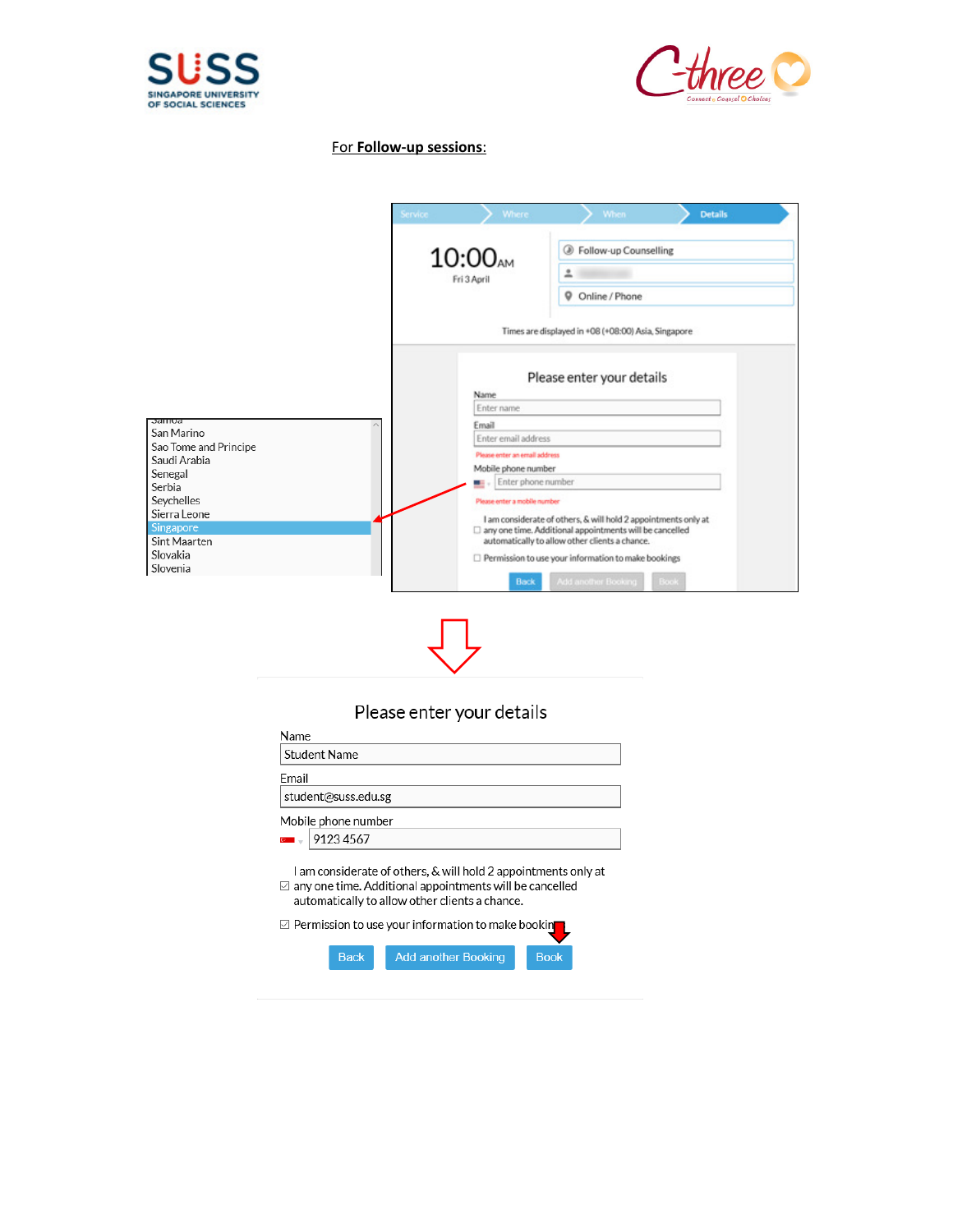For **Follow-up sessions**:

Service | Where | When | Details

10:00 AM
Fri 3 April

Follow-up Counselling

Online / Phone

Times are displayed in +08 (+08:00) Asia, Singapore

Please enter your details

Name
Enter name

Email
Enter email address
Please enter an email address

Mobile phone number
Enter phone number
Please enter a mobile number

☐ I am considerate of others, & will hold 2 appointments only at any one time. Additional appointments will be cancelled automatically to allow other clients a chance.

☐ Permission to use your information to make bookings

Back | Add another Booking | Book

Samoa
San Marino
Sao Tome and Principe
Saudi Arabia
Senegal
Serbia
Seychelles
Sierra Leone
Singapore
Sint Maarten
Slovakia
Slovenia

Please enter your details

Name
Student Name

Email
student@suss.edu.sg

Mobile phone number
9123 4567

☑ I am considerate of others, & will hold 2 appointments only at any one time. Additional appointments will be cancelled automatically to allow other clients a chance.

☑ Permission to use your information to make bookings

Back | Add another Booking | Book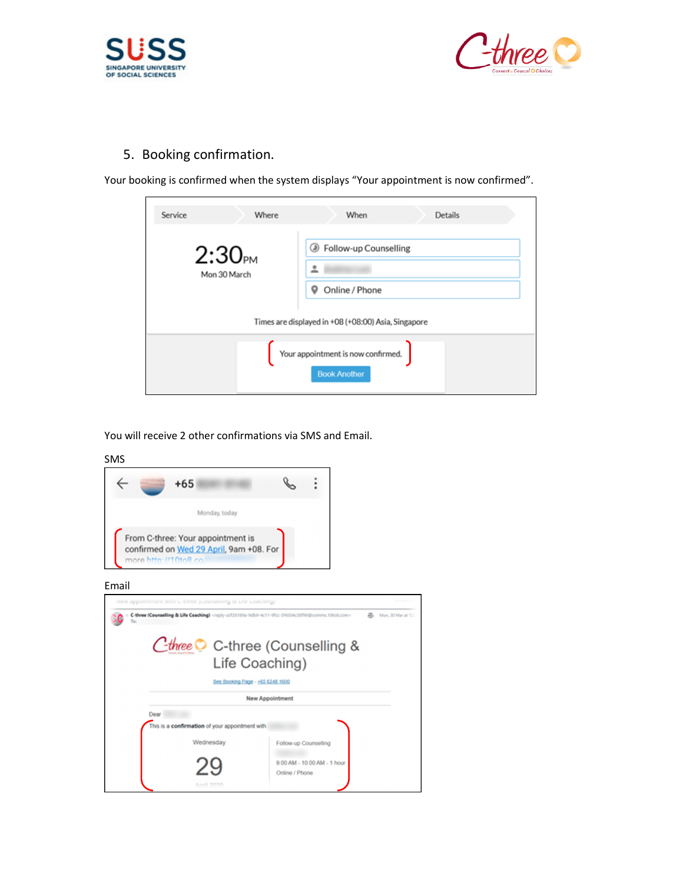5. Booking confirmation.

Your booking is confirmed when the system displays “Your appointment is now confirmed”.

| Service | Where | When | Details |
|---|---|---|---|

2:30PM
Mon 30 March

Follow-up Counselling

Online / Phone

Times are displayed in +08 (+08:00) Asia, Singapore

Your appointment is now confirmed.

Book Another

You will receive 2 other confirmations via SMS and Email.

SMS

+65

Monday, today

From C-three: Your appointment is confirmed on Wed 29 April, 9am +08. For more http://10to8.co

Email

C-three (Counselling & Life Coaching)

See Booking Page · +65 6248 1600

New Appointment

Dear

This is a confirmation of your appointment with

Wednesday
29
April 2020

Follow-up Counselling
9:00 AM - 10:00 AM - 1 hour
Online / Phone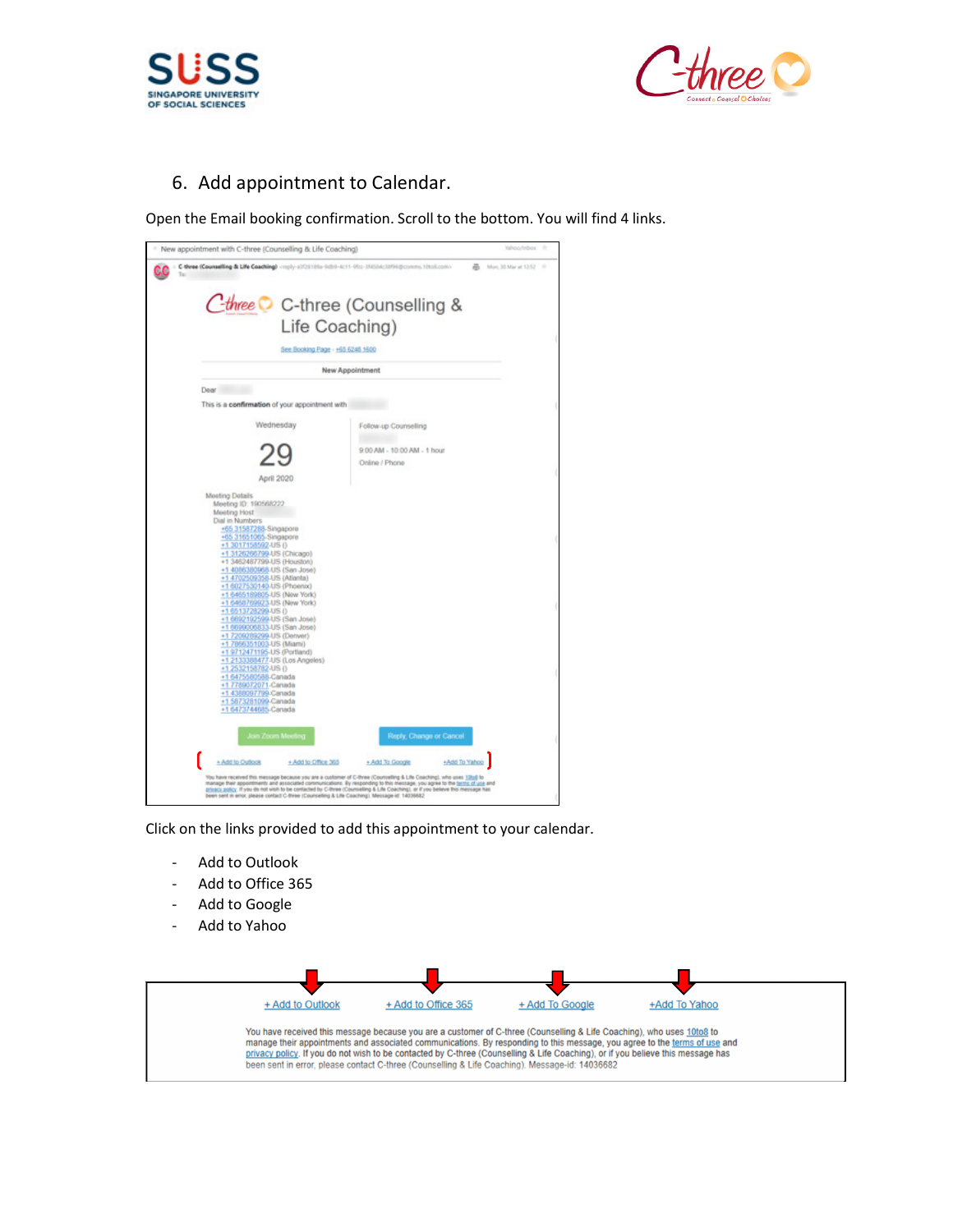6. Add appointment to Calendar.

Open the Email booking confirmation. Scroll to the bottom. You will find 4 links.

Click on the links provided to add this appointment to your calendar.

- Add to Outlook
- Add to Office 365
- Add to Google
- Add to Yahoo

+ Add to Outlook    + Add to Office 365    + Add To Google    +Add To Yahoo

You have received this message because you are a customer of C-three (Counselling & Life Coaching), who uses 10to8 to manage their appointments and associated communications. By responding to this message, you agree to the terms of use and privacy policy. If you do not wish to be contacted by C-three (Counselling & Life Coaching), or if you believe this message has been sent in error, please contact C-three (Counselling & Life Coaching). Message-id: 14036682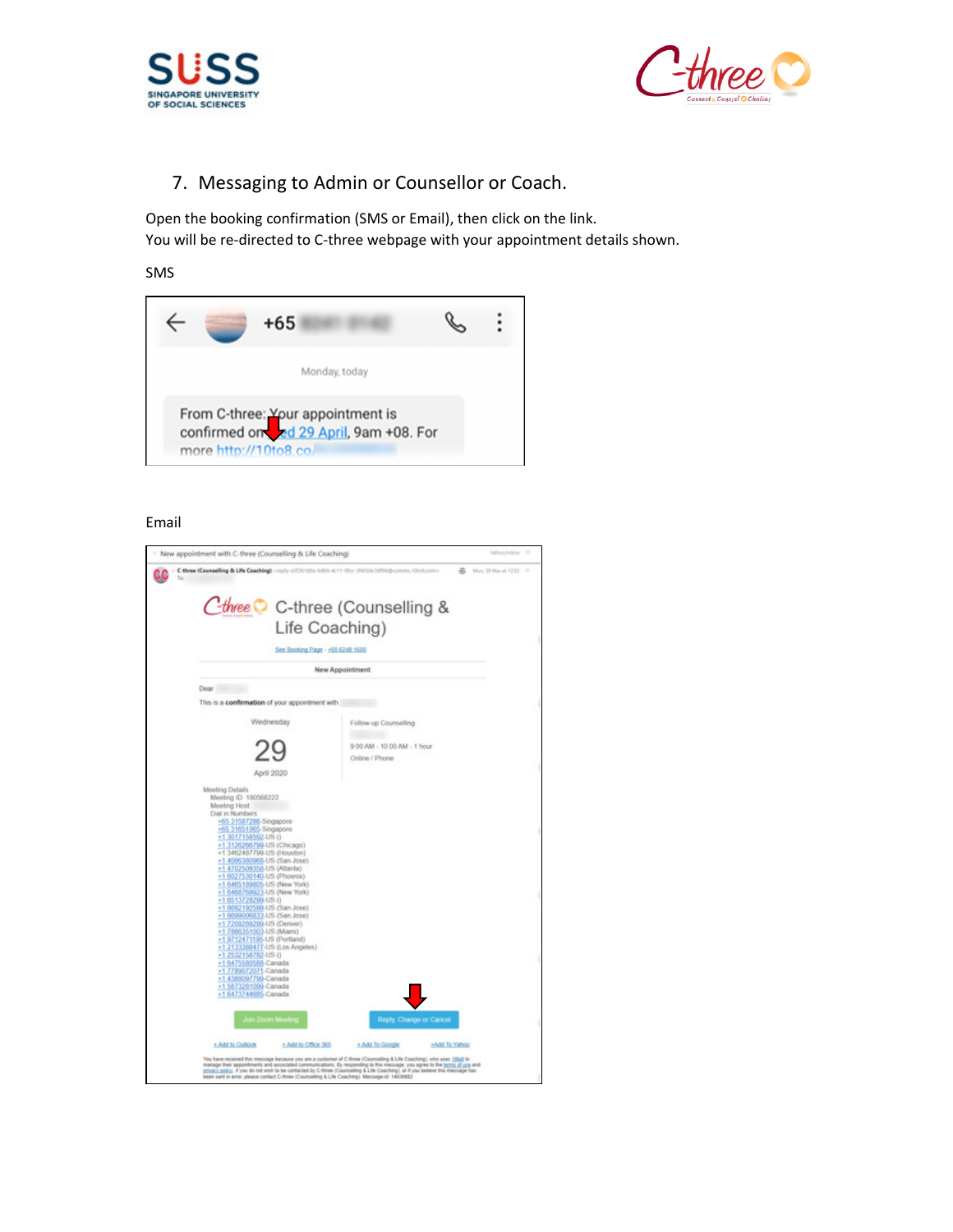7. Messaging to Admin or Counsellor or Coach.

Open the booking confirmation (SMS or Email), then click on the link.
You will be re-directed to C-three webpage with your appointment details shown.

SMS

Email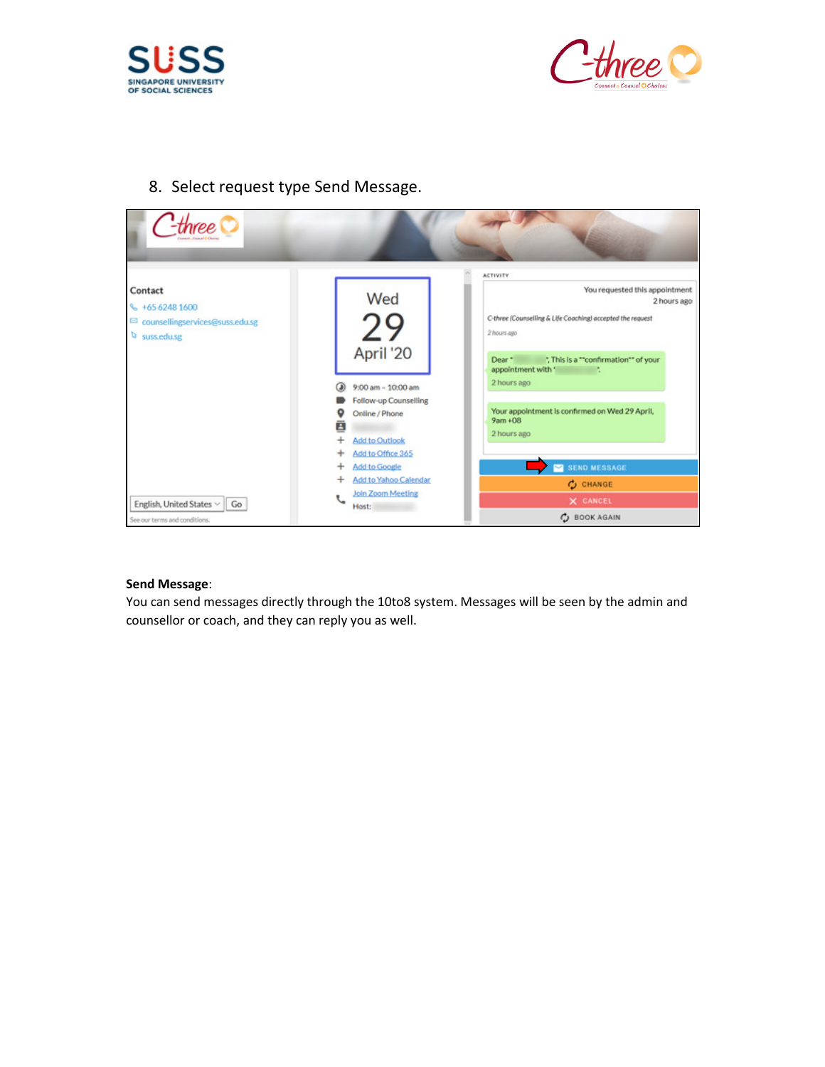8. Select request type Send Message.

**Send Message**:
You can send messages directly through the 10to8 system. Messages will be seen by the admin and counsellor or coach, and they can reply you as well.